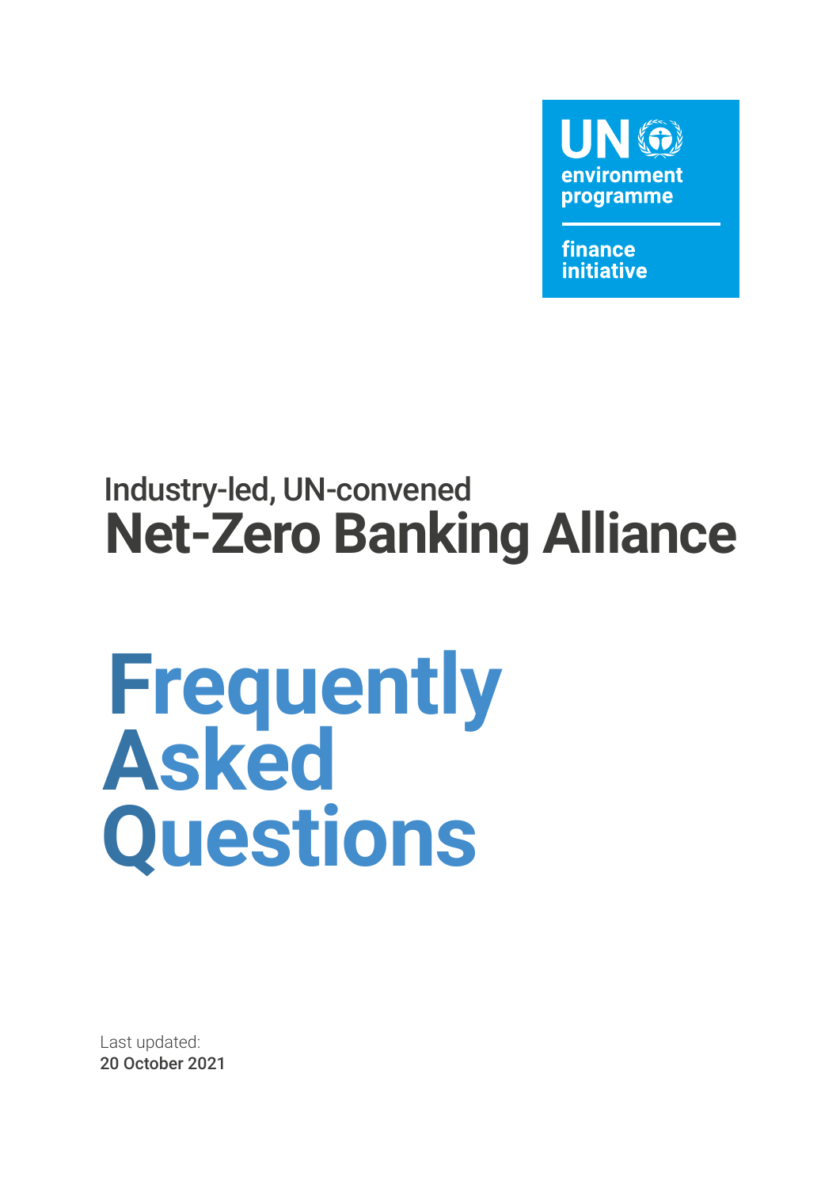UN environment programme

finance initiative

Industry-led, UN-convened

# Net-Zero Banking Alliance

# Frequently Asked Questions

Last updated:
**20 October 2021**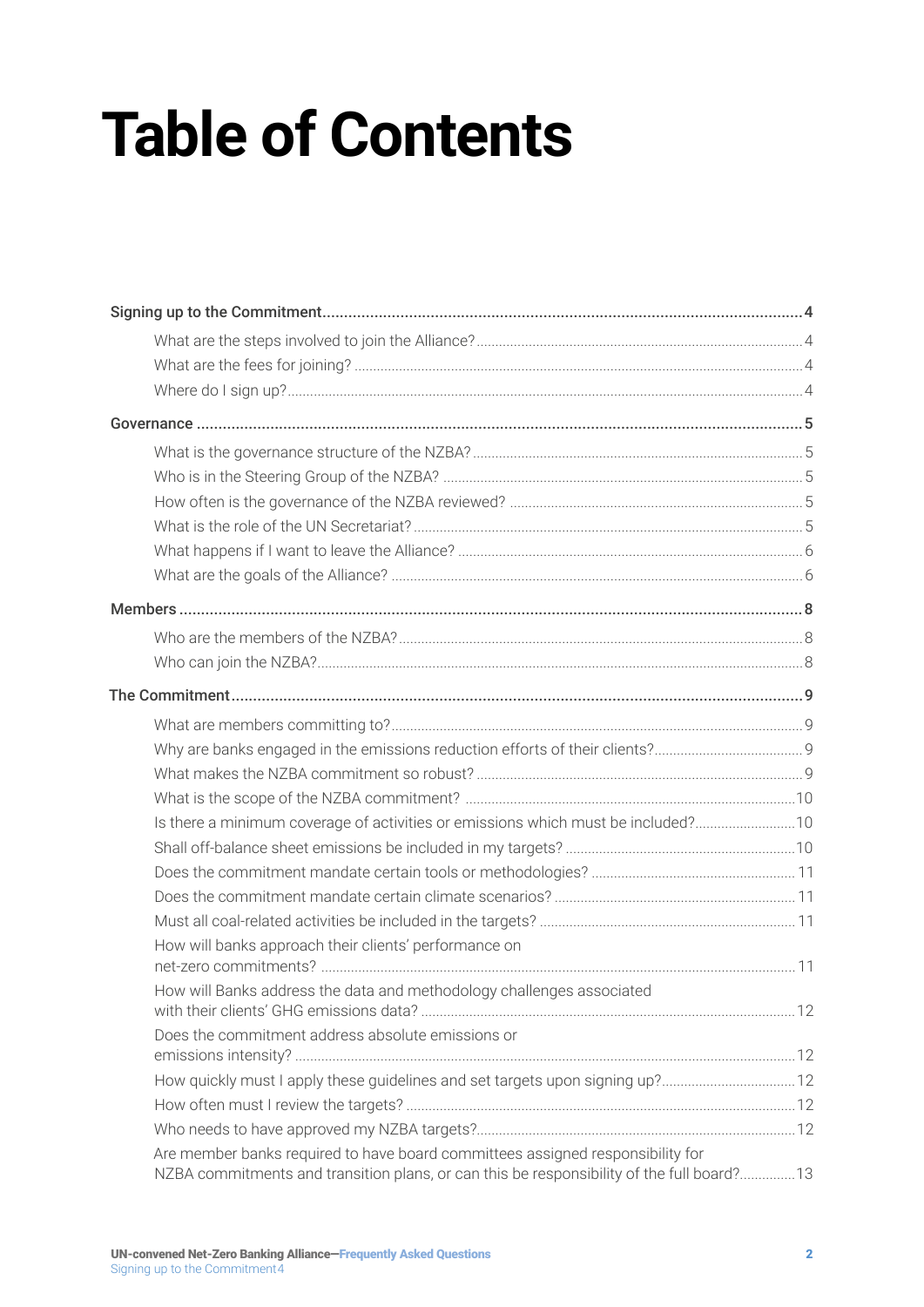# Table of Contents

**Signing up to the Commitment** ... **4**

- What are the steps involved to join the Alliance? ... 4
- What are the fees for joining? ... 4
- Where do I sign up? ... 4

**Governance** ... **5**

- What is the governance structure of the NZBA? ... 5
- Who is in the Steering Group of the NZBA? ... 5
- How often is the governance of the NZBA reviewed? ... 5
- What is the role of the UN Secretariat? ... 5
- What happens if I want to leave the Alliance? ... 6
- What are the goals of the Alliance? ... 6

**Members** ... **8**

- Who are the members of the NZBA? ... 8
- Who can join the NZBA? ... 8

**The Commitment** ... **9**

- What are members committing to? ... 9
- Why are banks engaged in the emissions reduction efforts of their clients? ... 9
- What makes the NZBA commitment so robust? ... 9
- What is the scope of the NZBA commitment? ... 10
- Is there a minimum coverage of activities or emissions which must be included? ... 10
- Shall off-balance sheet emissions be included in my targets? ... 10
- Does the commitment mandate certain tools or methodologies? ... 11
- Does the commitment mandate certain climate scenarios? ... 11
- Must all coal-related activities be included in the targets? ... 11
- How will banks approach their clients' performance on net-zero commitments? ... 11
- How will Banks address the data and methodology challenges associated with their clients' GHG emissions data? ... 12
- Does the commitment address absolute emissions or emissions intensity? ... 12
- How quickly must I apply these guidelines and set targets upon signing up? ... 12
- How often must I review the targets? ... 12
- Who needs to have approved my NZBA targets? ... 12
- Are member banks required to have board committees assigned responsibility for NZBA commitments and transition plans, or can this be responsibility of the full board? ... 13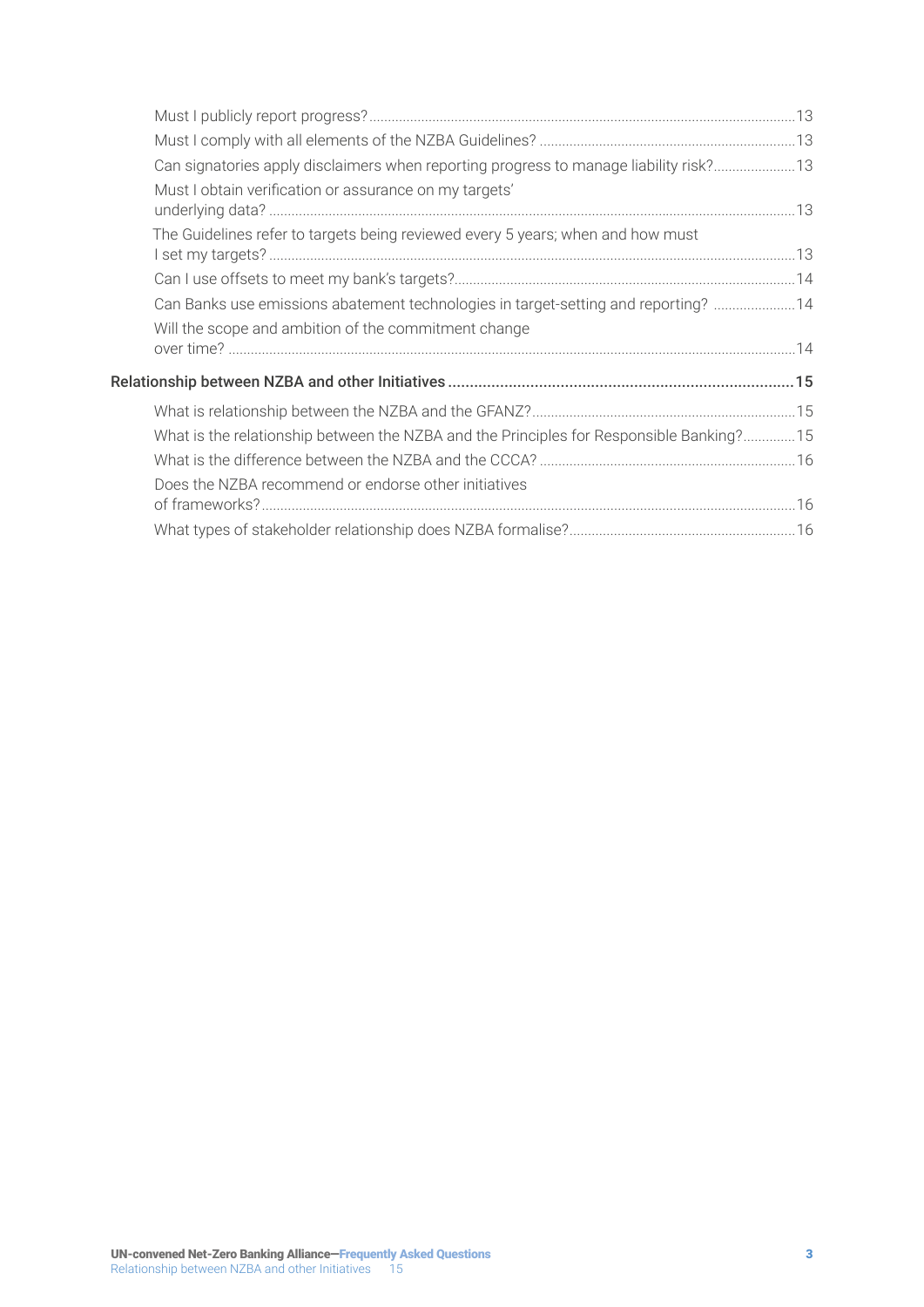- Must I publicly report progress? 13
- Must I comply with all elements of the NZBA Guidelines? 13
- Can signatories apply disclaimers when reporting progress to manage liability risk? 13
- Must I obtain verification or assurance on my targets' underlying data? 13
- The Guidelines refer to targets being reviewed every 5 years; when and how must I set my targets? 13
- Can I use offsets to meet my bank's targets? 14
- Can Banks use emissions abatement technologies in target-setting and reporting? 14
- Will the scope and ambition of the commitment change over time? 14

**Relationship between NZBA and other Initiatives** 15

- What is relationship between the NZBA and the GFANZ? 15
- What is the relationship between the NZBA and the Principles for Responsible Banking? 15
- What is the difference between the NZBA and the CCCA? 16
- Does the NZBA recommend or endorse other initiatives of frameworks? 16
- What types of stakeholder relationship does NZBA formalise? 16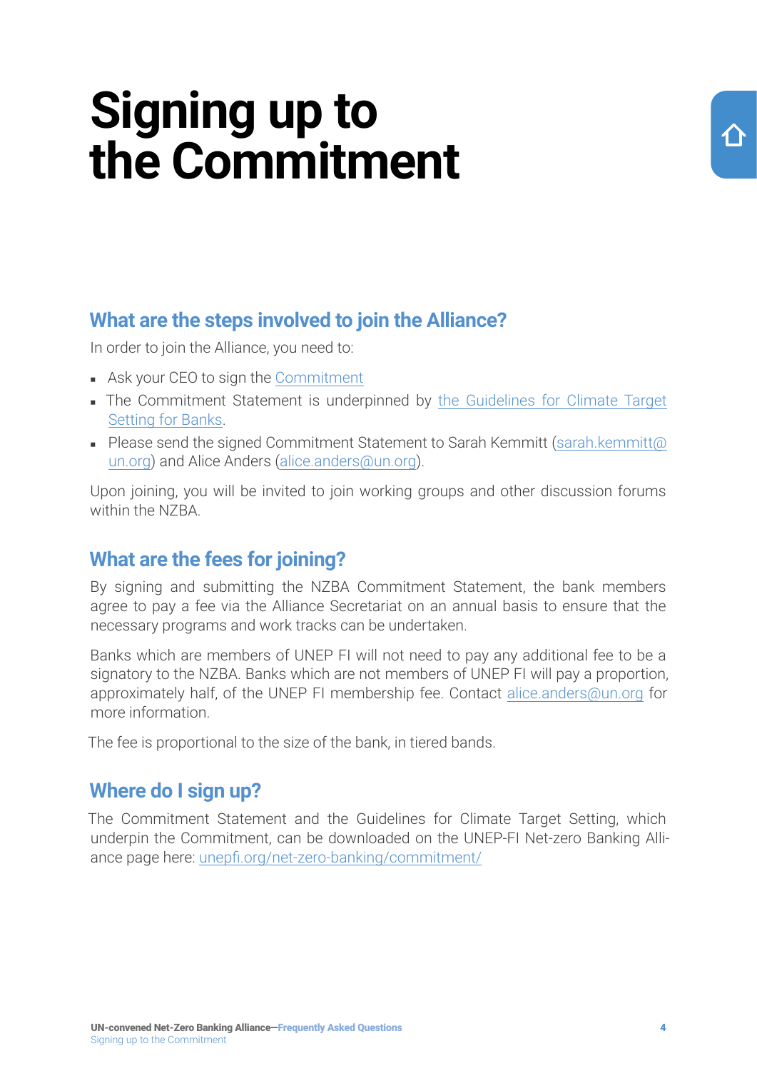# Signing up to the Commitment

## What are the steps involved to join the Alliance?

In order to join the Alliance, you need to:

- Ask your CEO to sign the Commitment
- The Commitment Statement is underpinned by the Guidelines for Climate Target Setting for Banks.
- Please send the signed Commitment Statement to Sarah Kemmitt (sarah.kemmitt@un.org) and Alice Anders (alice.anders@un.org).

Upon joining, you will be invited to join working groups and other discussion forums within the NZBA.

## What are the fees for joining?

By signing and submitting the NZBA Commitment Statement, the bank members agree to pay a fee via the Alliance Secretariat on an annual basis to ensure that the necessary programs and work tracks can be undertaken.

Banks which are members of UNEP FI will not need to pay any additional fee to be a signatory to the NZBA. Banks which are not members of UNEP FI will pay a proportion, approximately half, of the UNEP FI membership fee. Contact alice.anders@un.org for more information.

The fee is proportional to the size of the bank, in tiered bands.

## Where do I sign up?

The Commitment Statement and the Guidelines for Climate Target Setting, which underpin the Commitment, can be downloaded on the UNEP-FI Net-zero Banking Alliance page here: unepfi.org/net-zero-banking/commitment/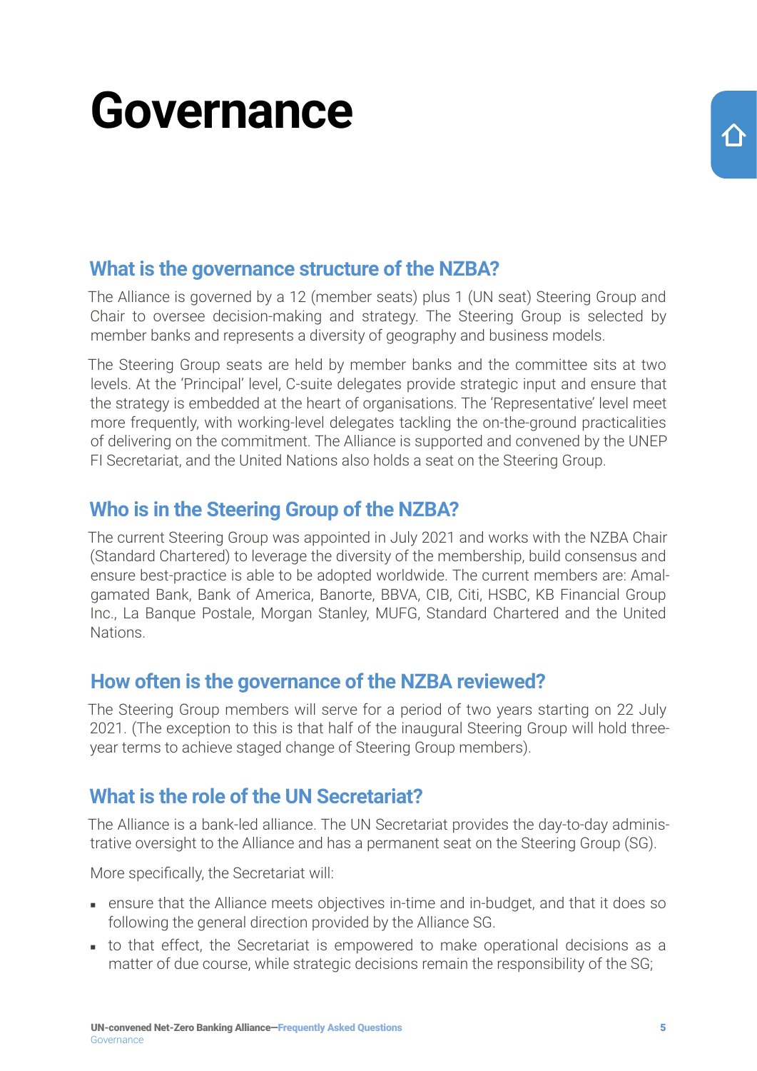# Governance

## What is the governance structure of the NZBA?

The Alliance is governed by a 12 (member seats) plus 1 (UN seat) Steering Group and Chair to oversee decision-making and strategy. The Steering Group is selected by member banks and represents a diversity of geography and business models.

The Steering Group seats are held by member banks and the committee sits at two levels. At the 'Principal' level, C-suite delegates provide strategic input and ensure that the strategy is embedded at the heart of organisations. The 'Representative' level meet more frequently, with working-level delegates tackling the on-the-ground practicalities of delivering on the commitment. The Alliance is supported and convened by the UNEP FI Secretariat, and the United Nations also holds a seat on the Steering Group.

## Who is in the Steering Group of the NZBA?

The current Steering Group was appointed in July 2021 and works with the NZBA Chair (Standard Chartered) to leverage the diversity of the membership, build consensus and ensure best-practice is able to be adopted worldwide. The current members are: Amalgamated Bank, Bank of America, Banorte, BBVA, CIB, Citi, HSBC, KB Financial Group Inc., La Banque Postale, Morgan Stanley, MUFG, Standard Chartered and the United Nations.

## How often is the governance of the NZBA reviewed?

The Steering Group members will serve for a period of two years starting on 22 July 2021. (The exception to this is that half of the inaugural Steering Group will hold three-year terms to achieve staged change of Steering Group members).

## What is the role of the UN Secretariat?

The Alliance is a bank-led alliance. The UN Secretariat provides the day-to-day administrative oversight to the Alliance and has a permanent seat on the Steering Group (SG).

More specifically, the Secretariat will:

- ensure that the Alliance meets objectives in-time and in-budget, and that it does so following the general direction provided by the Alliance SG.
- to that effect, the Secretariat is empowered to make operational decisions as a matter of due course, while strategic decisions remain the responsibility of the SG;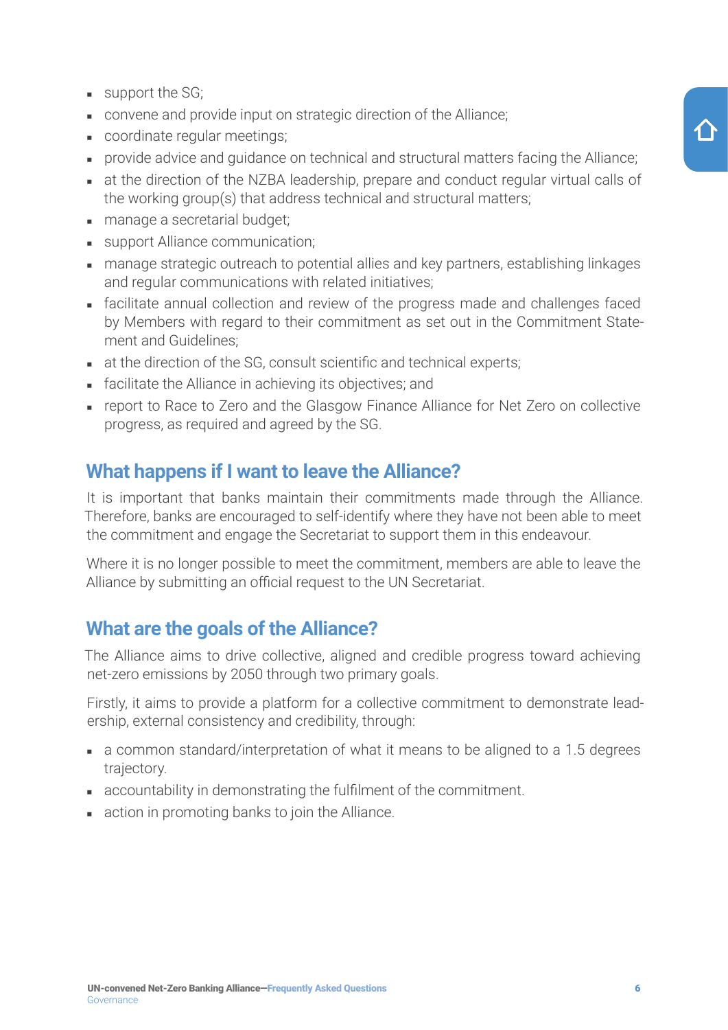- support the SG;
- convene and provide input on strategic direction of the Alliance;
- coordinate regular meetings;
- provide advice and guidance on technical and structural matters facing the Alliance;
- at the direction of the NZBA leadership, prepare and conduct regular virtual calls of the working group(s) that address technical and structural matters;
- manage a secretarial budget;
- support Alliance communication;
- manage strategic outreach to potential allies and key partners, establishing linkages and regular communications with related initiatives;
- facilitate annual collection and review of the progress made and challenges faced by Members with regard to their commitment as set out in the Commitment Statement and Guidelines;
- at the direction of the SG, consult scientific and technical experts;
- facilitate the Alliance in achieving its objectives; and
- report to Race to Zero and the Glasgow Finance Alliance for Net Zero on collective progress, as required and agreed by the SG.

## What happens if I want to leave the Alliance?

It is important that banks maintain their commitments made through the Alliance. Therefore, banks are encouraged to self-identify where they have not been able to meet the commitment and engage the Secretariat to support them in this endeavour.

Where it is no longer possible to meet the commitment, members are able to leave the Alliance by submitting an official request to the UN Secretariat.

## What are the goals of the Alliance?

The Alliance aims to drive collective, aligned and credible progress toward achieving net-zero emissions by 2050 through two primary goals.

Firstly, it aims to provide a platform for a collective commitment to demonstrate leadership, external consistency and credibility, through:

- a common standard/interpretation of what it means to be aligned to a 1.5 degrees trajectory.
- accountability in demonstrating the fulfilment of the commitment.
- action in promoting banks to join the Alliance.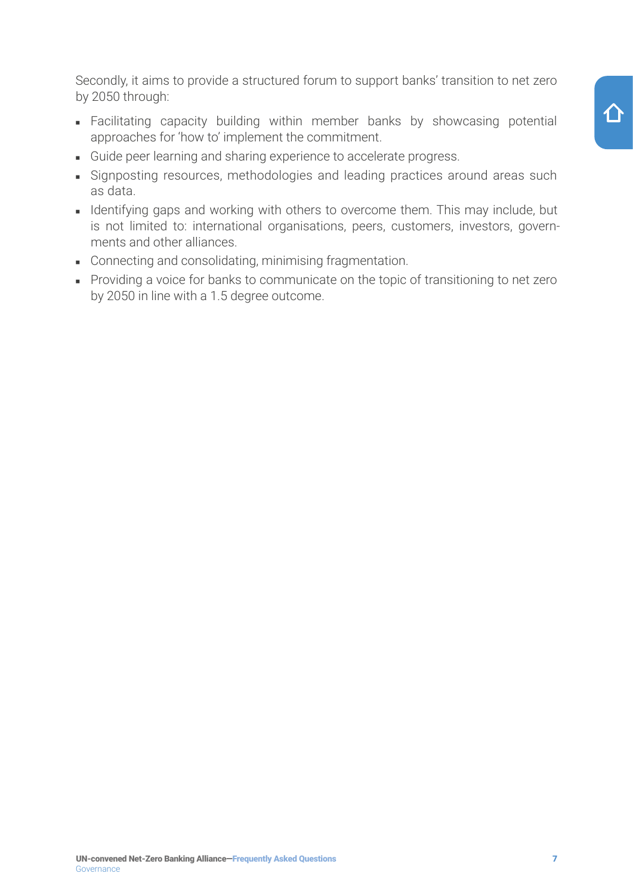Secondly, it aims to provide a structured forum to support banks' transition to net zero by 2050 through:

- Facilitating capacity building within member banks by showcasing potential approaches for 'how to' implement the commitment.
- Guide peer learning and sharing experience to accelerate progress.
- Signposting resources, methodologies and leading practices around areas such as data.
- Identifying gaps and working with others to overcome them. This may include, but is not limited to: international organisations, peers, customers, investors, governments and other alliances.
- Connecting and consolidating, minimising fragmentation.
- Providing a voice for banks to communicate on the topic of transitioning to net zero by 2050 in line with a 1.5 degree outcome.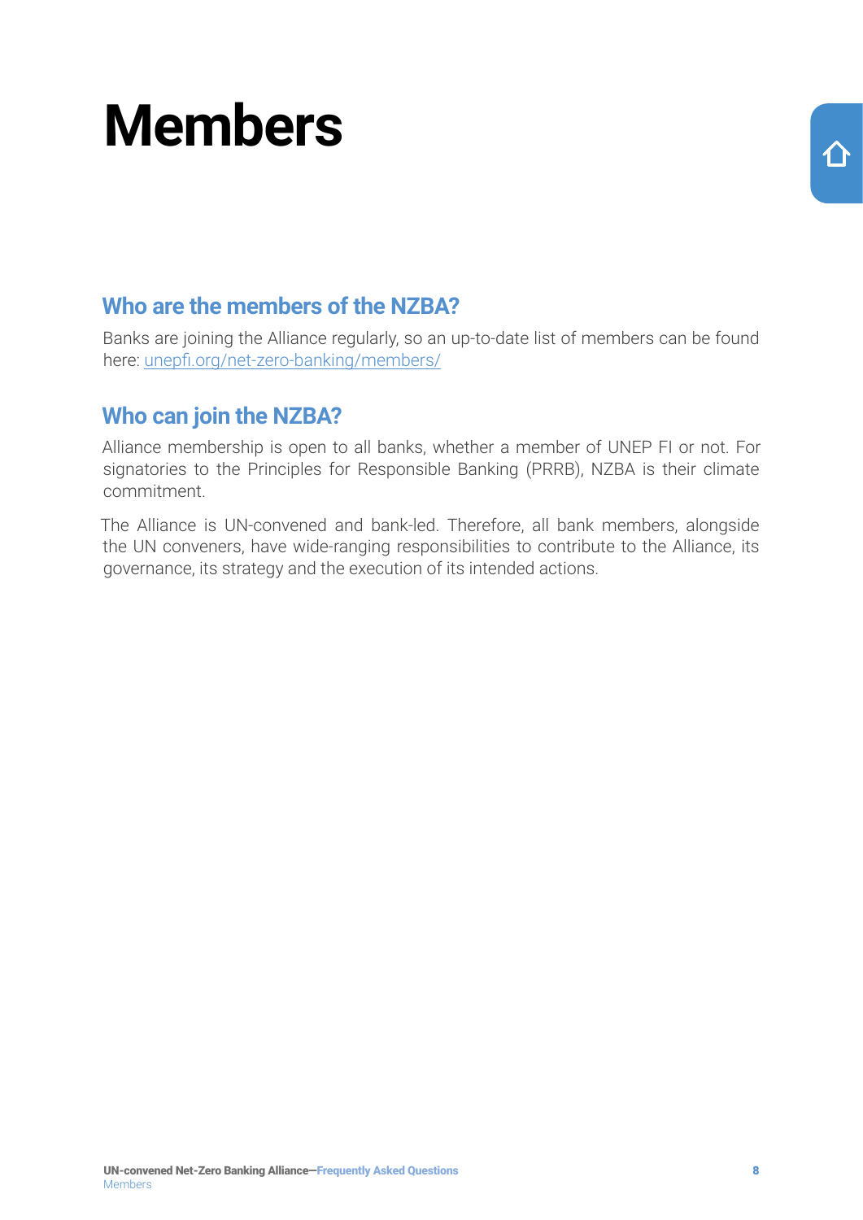# Members

## Who are the members of the NZBA?

Banks are joining the Alliance regularly, so an up-to-date list of members can be found here: [unepfi.org/net-zero-banking/members/](https://unepfi.org/net-zero-banking/members/)

## Who can join the NZBA?

Alliance membership is open to all banks, whether a member of UNEP FI or not. For signatories to the Principles for Responsible Banking (PRRB), NZBA is their climate commitment.

The Alliance is UN-convened and bank-led. Therefore, all bank members, alongside the UN conveners, have wide-ranging responsibilities to contribute to the Alliance, its governance, its strategy and the execution of its intended actions.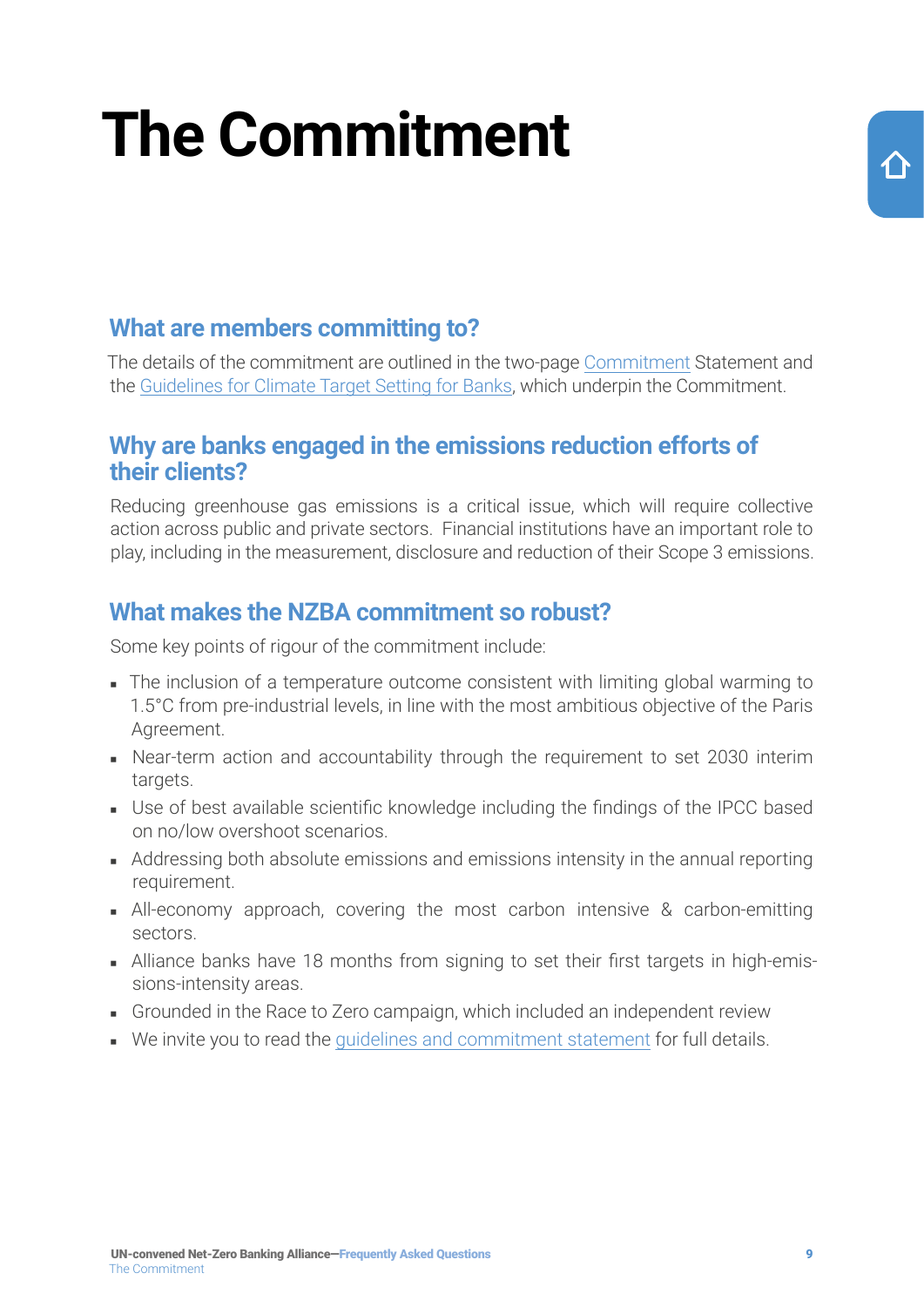# The Commitment

## What are members committing to?

The details of the commitment are outlined in the two-page Commitment Statement and the Guidelines for Climate Target Setting for Banks, which underpin the Commitment.

## Why are banks engaged in the emissions reduction efforts of their clients?

Reducing greenhouse gas emissions is a critical issue, which will require collective action across public and private sectors. Financial institutions have an important role to play, including in the measurement, disclosure and reduction of their Scope 3 emissions.

## What makes the NZBA commitment so robust?

Some key points of rigour of the commitment include:

- The inclusion of a temperature outcome consistent with limiting global warming to 1.5°C from pre-industrial levels, in line with the most ambitious objective of the Paris Agreement.
- Near-term action and accountability through the requirement to set 2030 interim targets.
- Use of best available scientific knowledge including the findings of the IPCC based on no/low overshoot scenarios.
- Addressing both absolute emissions and emissions intensity in the annual reporting requirement.
- All-economy approach, covering the most carbon intensive & carbon-emitting sectors.
- Alliance banks have 18 months from signing to set their first targets in high-emissions-intensity areas.
- Grounded in the Race to Zero campaign, which included an independent review
- We invite you to read the guidelines and commitment statement for full details.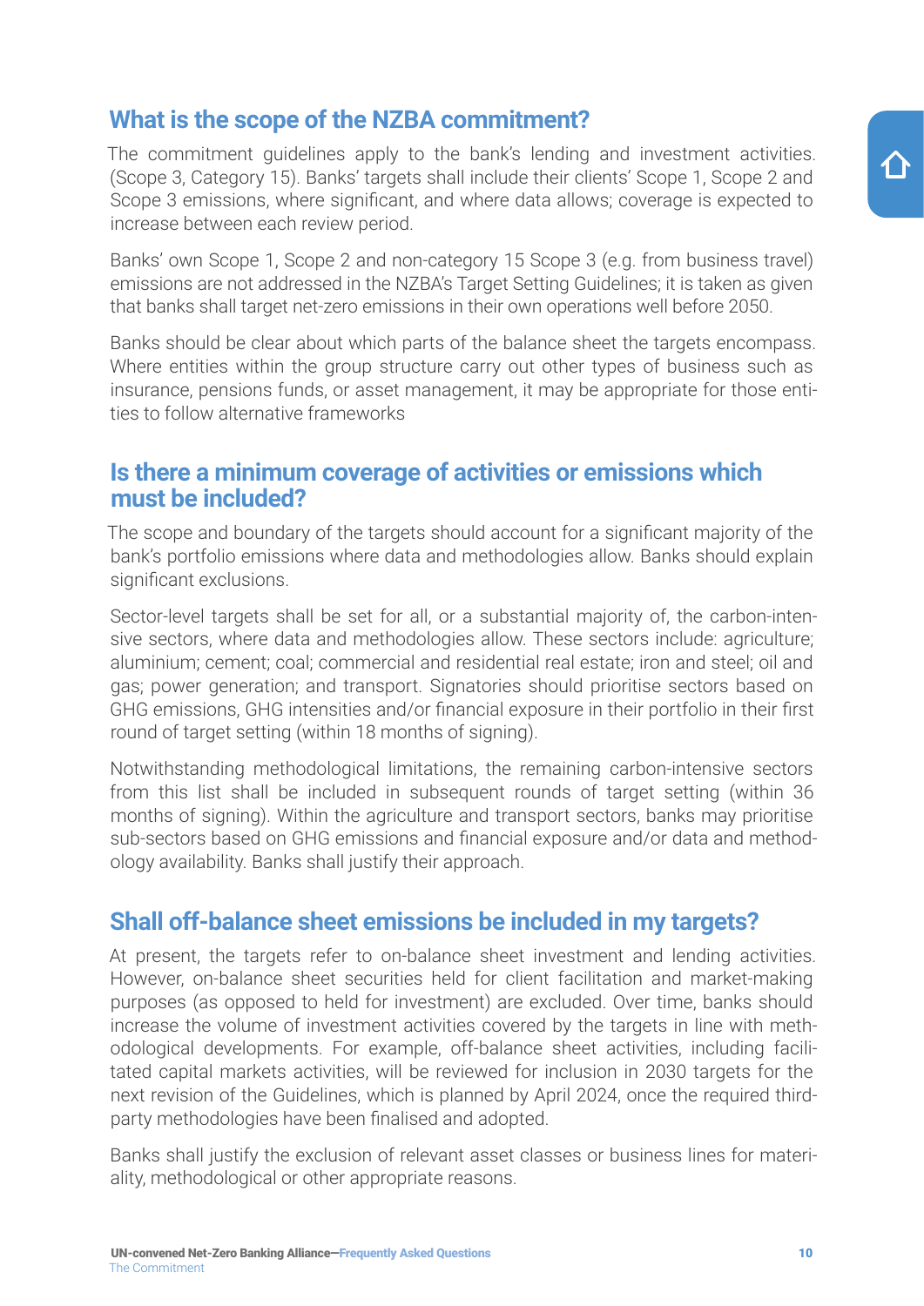## What is the scope of the NZBA commitment?

The commitment guidelines apply to the bank's lending and investment activities. (Scope 3, Category 15). Banks' targets shall include their clients' Scope 1, Scope 2 and Scope 3 emissions, where significant, and where data allows; coverage is expected to increase between each review period.

Banks' own Scope 1, Scope 2 and non-category 15 Scope 3 (e.g. from business travel) emissions are not addressed in the NZBA's Target Setting Guidelines; it is taken as given that banks shall target net-zero emissions in their own operations well before 2050.

Banks should be clear about which parts of the balance sheet the targets encompass. Where entities within the group structure carry out other types of business such as insurance, pensions funds, or asset management, it may be appropriate for those entities to follow alternative frameworks

## Is there a minimum coverage of activities or emissions which must be included?

The scope and boundary of the targets should account for a significant majority of the bank's portfolio emissions where data and methodologies allow. Banks should explain significant exclusions.

Sector-level targets shall be set for all, or a substantial majority of, the carbon-intensive sectors, where data and methodologies allow. These sectors include: agriculture; aluminium; cement; coal; commercial and residential real estate; iron and steel; oil and gas; power generation; and transport. Signatories should prioritise sectors based on GHG emissions, GHG intensities and/or financial exposure in their portfolio in their first round of target setting (within 18 months of signing).

Notwithstanding methodological limitations, the remaining carbon-intensive sectors from this list shall be included in subsequent rounds of target setting (within 36 months of signing). Within the agriculture and transport sectors, banks may prioritise sub-sectors based on GHG emissions and financial exposure and/or data and methodology availability. Banks shall justify their approach.

## Shall off-balance sheet emissions be included in my targets?

At present, the targets refer to on-balance sheet investment and lending activities. However, on-balance sheet securities held for client facilitation and market-making purposes (as opposed to held for investment) are excluded. Over time, banks should increase the volume of investment activities covered by the targets in line with methodological developments. For example, off-balance sheet activities, including facilitated capital markets activities, will be reviewed for inclusion in 2030 targets for the next revision of the Guidelines, which is planned by April 2024, once the required third-party methodologies have been finalised and adopted.

Banks shall justify the exclusion of relevant asset classes or business lines for materiality, methodological or other appropriate reasons.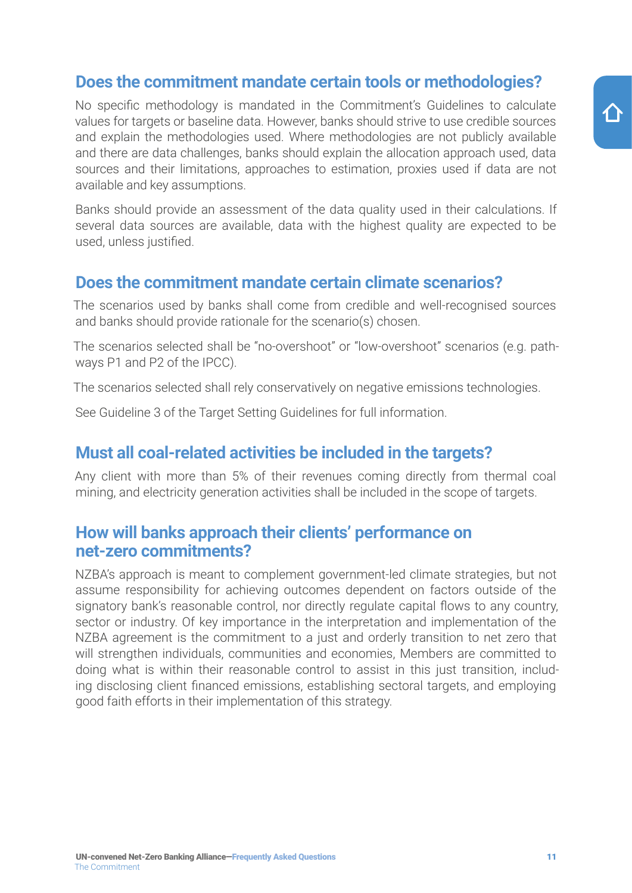## Does the commitment mandate certain tools or methodologies?

No specific methodology is mandated in the Commitment's Guidelines to calculate values for targets or baseline data. However, banks should strive to use credible sources and explain the methodologies used. Where methodologies are not publicly available and there are data challenges, banks should explain the allocation approach used, data sources and their limitations, approaches to estimation, proxies used if data are not available and key assumptions.

Banks should provide an assessment of the data quality used in their calculations. If several data sources are available, data with the highest quality are expected to be used, unless justified.

## Does the commitment mandate certain climate scenarios?

The scenarios used by banks shall come from credible and well-recognised sources and banks should provide rationale for the scenario(s) chosen.

The scenarios selected shall be "no-overshoot" or "low-overshoot" scenarios (e.g. pathways P1 and P2 of the IPCC).

The scenarios selected shall rely conservatively on negative emissions technologies.

See Guideline 3 of the Target Setting Guidelines for full information.

## Must all coal-related activities be included in the targets?

Any client with more than 5% of their revenues coming directly from thermal coal mining, and electricity generation activities shall be included in the scope of targets.

## How will banks approach their clients' performance on net-zero commitments?

NZBA's approach is meant to complement government-led climate strategies, but not assume responsibility for achieving outcomes dependent on factors outside of the signatory bank's reasonable control, nor directly regulate capital flows to any country, sector or industry. Of key importance in the interpretation and implementation of the NZBA agreement is the commitment to a just and orderly transition to net zero that will strengthen individuals, communities and economies, Members are committed to doing what is within their reasonable control to assist in this just transition, including disclosing client financed emissions, establishing sectoral targets, and employing good faith efforts in their implementation of this strategy.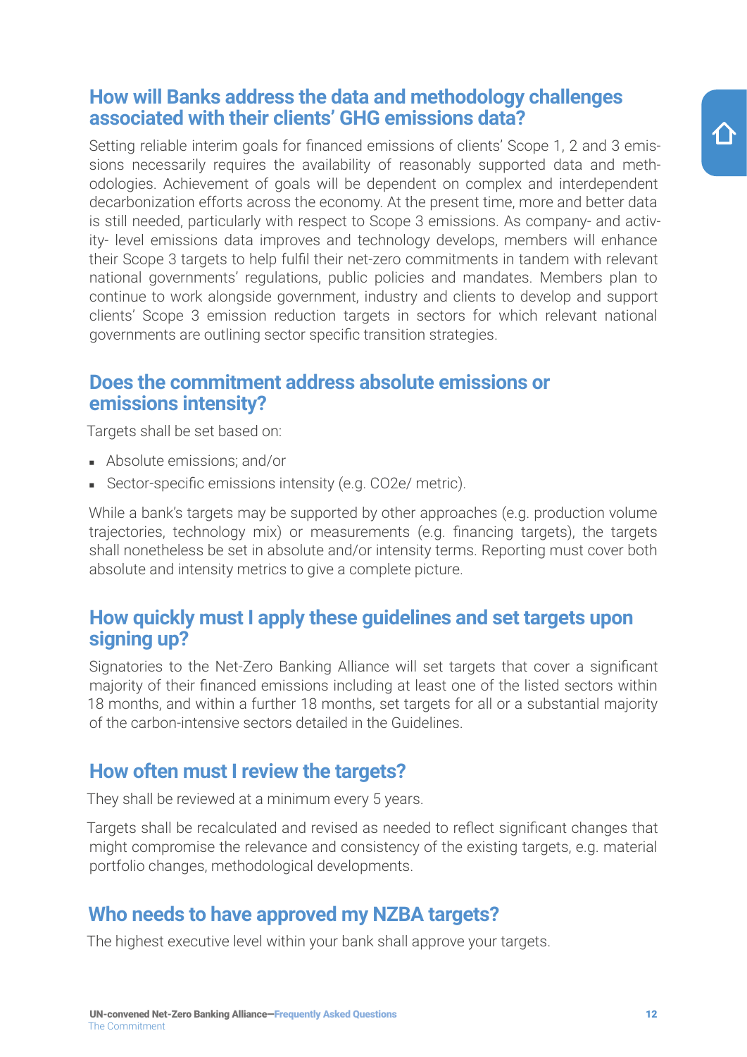## How will Banks address the data and methodology challenges associated with their clients' GHG emissions data?

Setting reliable interim goals for financed emissions of clients' Scope 1, 2 and 3 emissions necessarily requires the availability of reasonably supported data and methodologies. Achievement of goals will be dependent on complex and interdependent decarbonization efforts across the economy. At the present time, more and better data is still needed, particularly with respect to Scope 3 emissions. As company- and activity- level emissions data improves and technology develops, members will enhance their Scope 3 targets to help fulfil their net-zero commitments in tandem with relevant national governments' regulations, public policies and mandates. Members plan to continue to work alongside government, industry and clients to develop and support clients' Scope 3 emission reduction targets in sectors for which relevant national governments are outlining sector specific transition strategies.

## Does the commitment address absolute emissions or emissions intensity?

Targets shall be set based on:

- Absolute emissions; and/or
- Sector-specific emissions intensity (e.g. $CO_2e$/ metric).

While a bank's targets may be supported by other approaches (e.g. production volume trajectories, technology mix) or measurements (e.g. financing targets), the targets shall nonetheless be set in absolute and/or intensity terms. Reporting must cover both absolute and intensity metrics to give a complete picture.

## How quickly must I apply these guidelines and set targets upon signing up?

Signatories to the Net-Zero Banking Alliance will set targets that cover a significant majority of their financed emissions including at least one of the listed sectors within 18 months, and within a further 18 months, set targets for all or a substantial majority of the carbon-intensive sectors detailed in the Guidelines.

## How often must I review the targets?

They shall be reviewed at a minimum every 5 years.

Targets shall be recalculated and revised as needed to reflect significant changes that might compromise the relevance and consistency of the existing targets, e.g. material portfolio changes, methodological developments.

## Who needs to have approved my NZBA targets?

The highest executive level within your bank shall approve your targets.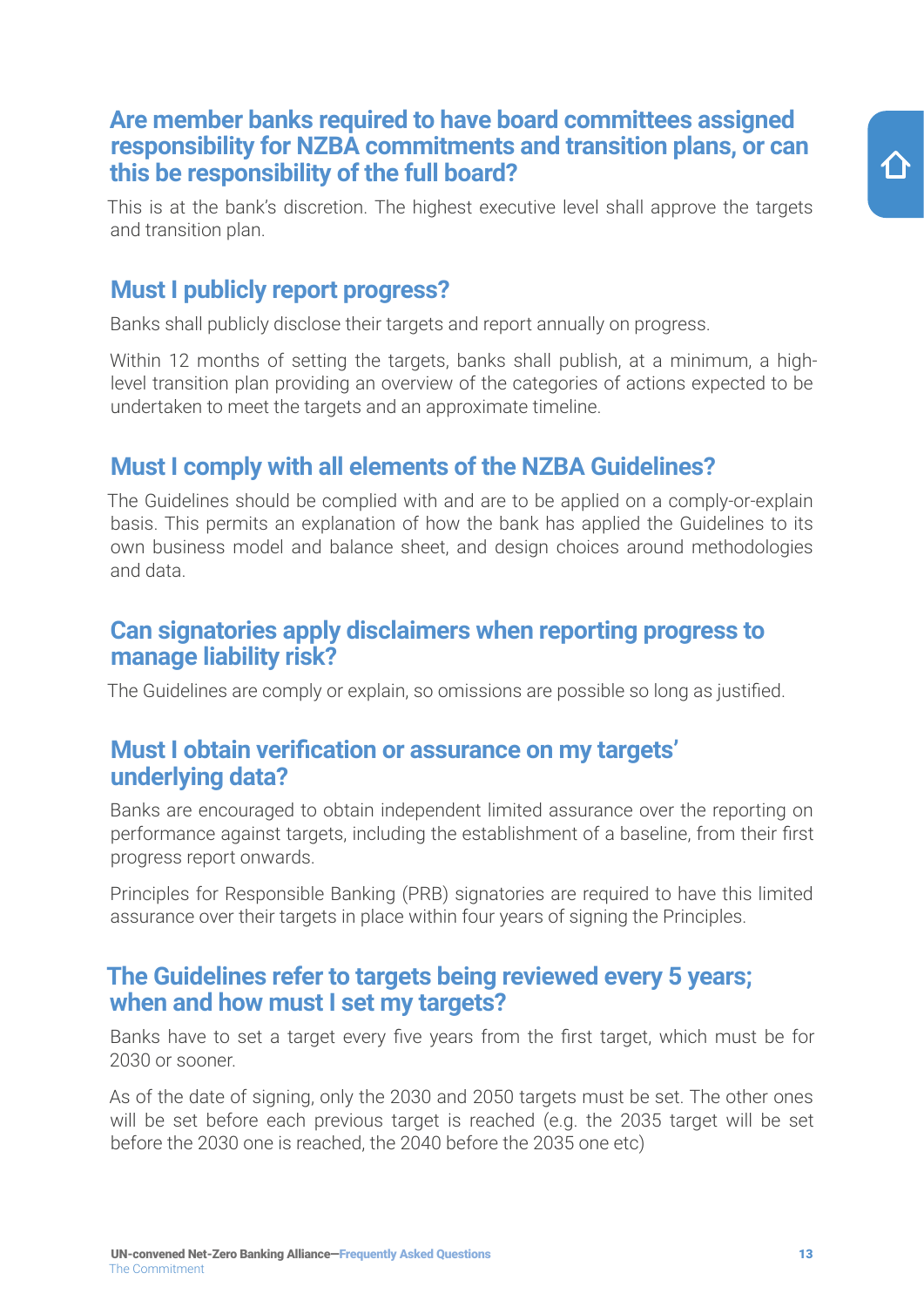### Are member banks required to have board committees assigned responsibility for NZBA commitments and transition plans, or can this be responsibility of the full board?

This is at the bank's discretion. The highest executive level shall approve the targets and transition plan.

### Must I publicly report progress?

Banks shall publicly disclose their targets and report annually on progress.

Within 12 months of setting the targets, banks shall publish, at a minimum, a high-level transition plan providing an overview of the categories of actions expected to be undertaken to meet the targets and an approximate timeline.

### Must I comply with all elements of the NZBA Guidelines?

The Guidelines should be complied with and are to be applied on a comply-or-explain basis. This permits an explanation of how the bank has applied the Guidelines to its own business model and balance sheet, and design choices around methodologies and data.

### Can signatories apply disclaimers when reporting progress to manage liability risk?

The Guidelines are comply or explain, so omissions are possible so long as justified.

### Must I obtain verification or assurance on my targets' underlying data?

Banks are encouraged to obtain independent limited assurance over the reporting on performance against targets, including the establishment of a baseline, from their first progress report onwards.

Principles for Responsible Banking (PRB) signatories are required to have this limited assurance over their targets in place within four years of signing the Principles.

### The Guidelines refer to targets being reviewed every 5 years; when and how must I set my targets?

Banks have to set a target every five years from the first target, which must be for 2030 or sooner.

As of the date of signing, only the 2030 and 2050 targets must be set. The other ones will be set before each previous target is reached (e.g. the 2035 target will be set before the 2030 one is reached, the 2040 before the 2035 one etc)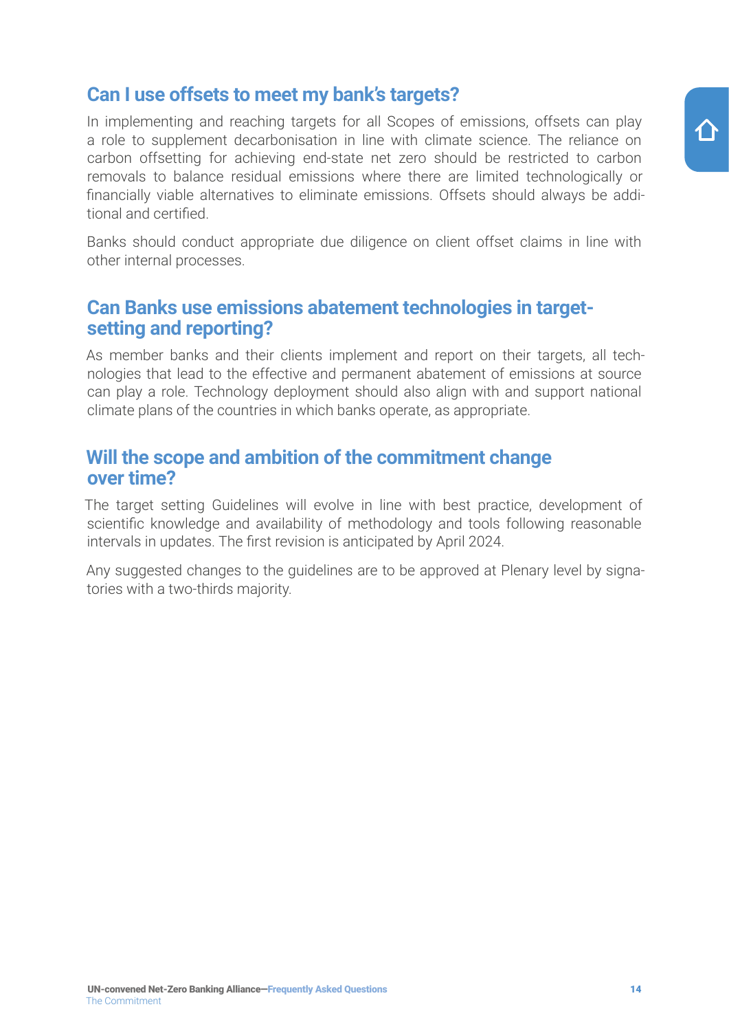## Can I use offsets to meet my bank's targets?

In implementing and reaching targets for all Scopes of emissions, offsets can play a role to supplement decarbonisation in line with climate science. The reliance on carbon offsetting for achieving end-state net zero should be restricted to carbon removals to balance residual emissions where there are limited technologically or financially viable alternatives to eliminate emissions. Offsets should always be additional and certified.

Banks should conduct appropriate due diligence on client offset claims in line with other internal processes.

## Can Banks use emissions abatement technologies in target-setting and reporting?

As member banks and their clients implement and report on their targets, all technologies that lead to the effective and permanent abatement of emissions at source can play a role. Technology deployment should also align with and support national climate plans of the countries in which banks operate, as appropriate.

## Will the scope and ambition of the commitment change over time?

The target setting Guidelines will evolve in line with best practice, development of scientific knowledge and availability of methodology and tools following reasonable intervals in updates. The first revision is anticipated by April 2024.

Any suggested changes to the guidelines are to be approved at Plenary level by signatories with a two-thirds majority.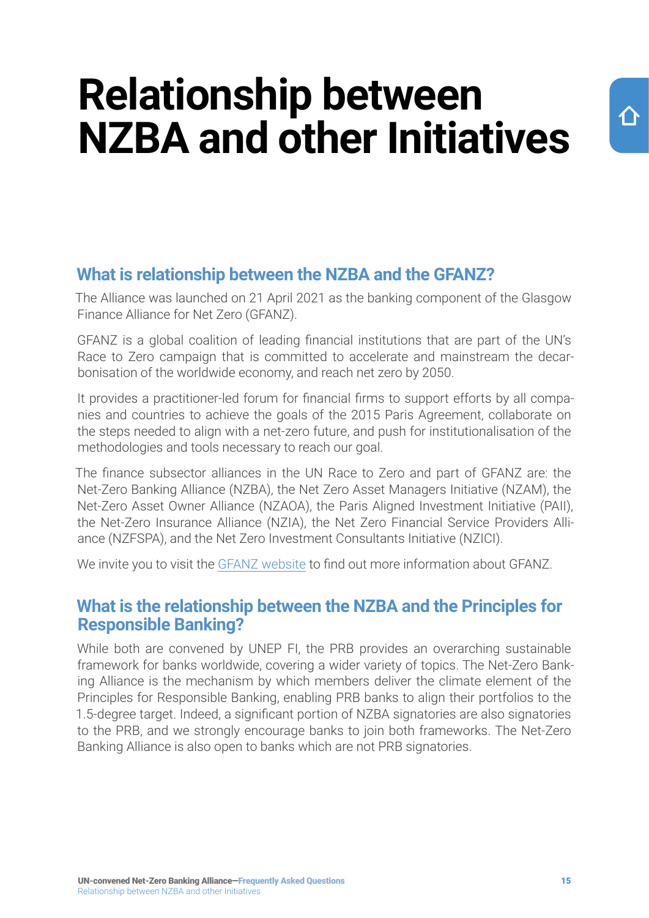# Relationship between NZBA and other Initiatives

## What is relationship between the NZBA and the GFANZ?

The Alliance was launched on 21 April 2021 as the banking component of the Glasgow Finance Alliance for Net Zero (GFANZ).

GFANZ is a global coalition of leading financial institutions that are part of the UN's Race to Zero campaign that is committed to accelerate and mainstream the decarbonisation of the worldwide economy, and reach net zero by 2050.

It provides a practitioner-led forum for financial firms to support efforts by all companies and countries to achieve the goals of the 2015 Paris Agreement, collaborate on the steps needed to align with a net-zero future, and push for institutionalisation of the methodologies and tools necessary to reach our goal.

The finance subsector alliances in the UN Race to Zero and part of GFANZ are: the Net-Zero Banking Alliance (NZBA), the Net Zero Asset Managers Initiative (NZAM), the Net-Zero Asset Owner Alliance (NZAOA), the Paris Aligned Investment Initiative (PAII), the Net-Zero Insurance Alliance (NZIA), the Net Zero Financial Service Providers Alliance (NZFSPA), and the Net Zero Investment Consultants Initiative (NZICI).

We invite you to visit the GFANZ website to find out more information about GFANZ.

## What is the relationship between the NZBA and the Principles for Responsible Banking?

While both are convened by UNEP FI, the PRB provides an overarching sustainable framework for banks worldwide, covering a wider variety of topics. The Net-Zero Banking Alliance is the mechanism by which members deliver the climate element of the Principles for Responsible Banking, enabling PRB banks to align their portfolios to the 1.5-degree target. Indeed, a significant portion of NZBA signatories are also signatories to the PRB, and we strongly encourage banks to join both frameworks. The Net-Zero Banking Alliance is also open to banks which are not PRB signatories.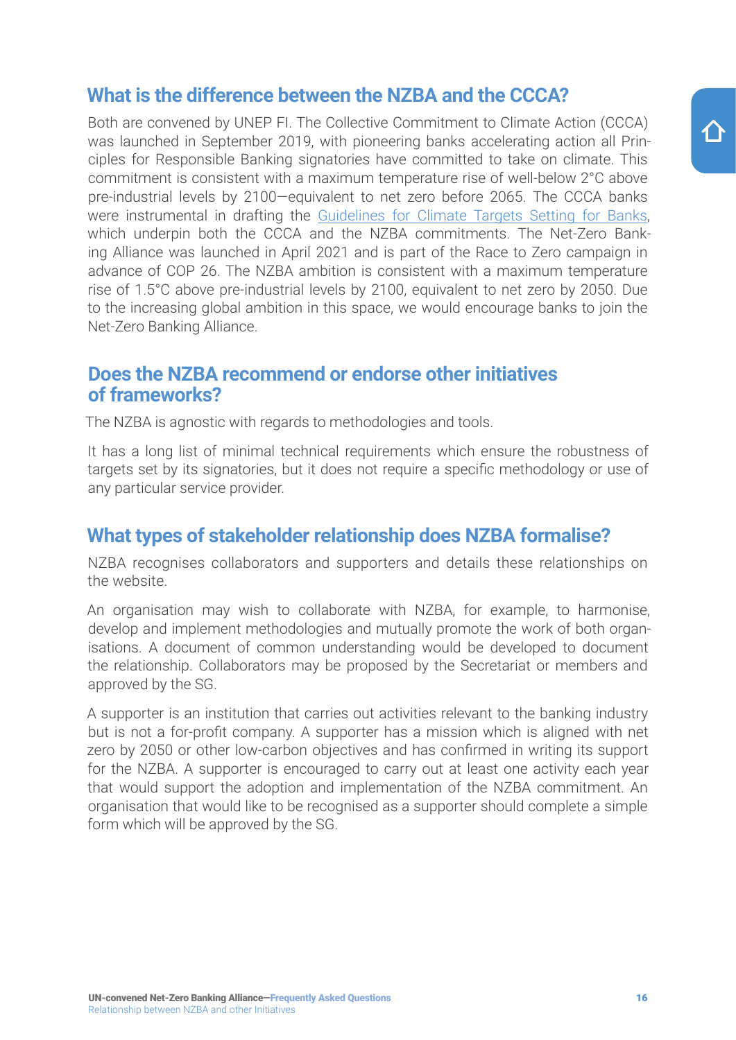## What is the difference between the NZBA and the CCCA?

Both are convened by UNEP FI. The Collective Commitment to Climate Action (CCCA) was launched in September 2019, with pioneering banks accelerating action all Principles for Responsible Banking signatories have committed to take on climate. This commitment is consistent with a maximum temperature rise of well-below 2°C above pre-industrial levels by 2100—equivalent to net zero before 2065. The CCCA banks were instrumental in drafting the Guidelines for Climate Targets Setting for Banks, which underpin both the CCCA and the NZBA commitments. The Net-Zero Banking Alliance was launched in April 2021 and is part of the Race to Zero campaign in advance of COP 26. The NZBA ambition is consistent with a maximum temperature rise of 1.5°C above pre-industrial levels by 2100, equivalent to net zero by 2050. Due to the increasing global ambition in this space, we would encourage banks to join the Net-Zero Banking Alliance.

## Does the NZBA recommend or endorse other initiatives of frameworks?

The NZBA is agnostic with regards to methodologies and tools.

It has a long list of minimal technical requirements which ensure the robustness of targets set by its signatories, but it does not require a specific methodology or use of any particular service provider.

## What types of stakeholder relationship does NZBA formalise?

NZBA recognises collaborators and supporters and details these relationships on the website.

An organisation may wish to collaborate with NZBA, for example, to harmonise, develop and implement methodologies and mutually promote the work of both organisations. A document of common understanding would be developed to document the relationship. Collaborators may be proposed by the Secretariat or members and approved by the SG.

A supporter is an institution that carries out activities relevant to the banking industry but is not a for-profit company. A supporter has a mission which is aligned with net zero by 2050 or other low-carbon objectives and has confirmed in writing its support for the NZBA. A supporter is encouraged to carry out at least one activity each year that would support the adoption and implementation of the NZBA commitment. An organisation that would like to be recognised as a supporter should complete a simple form which will be approved by the SG.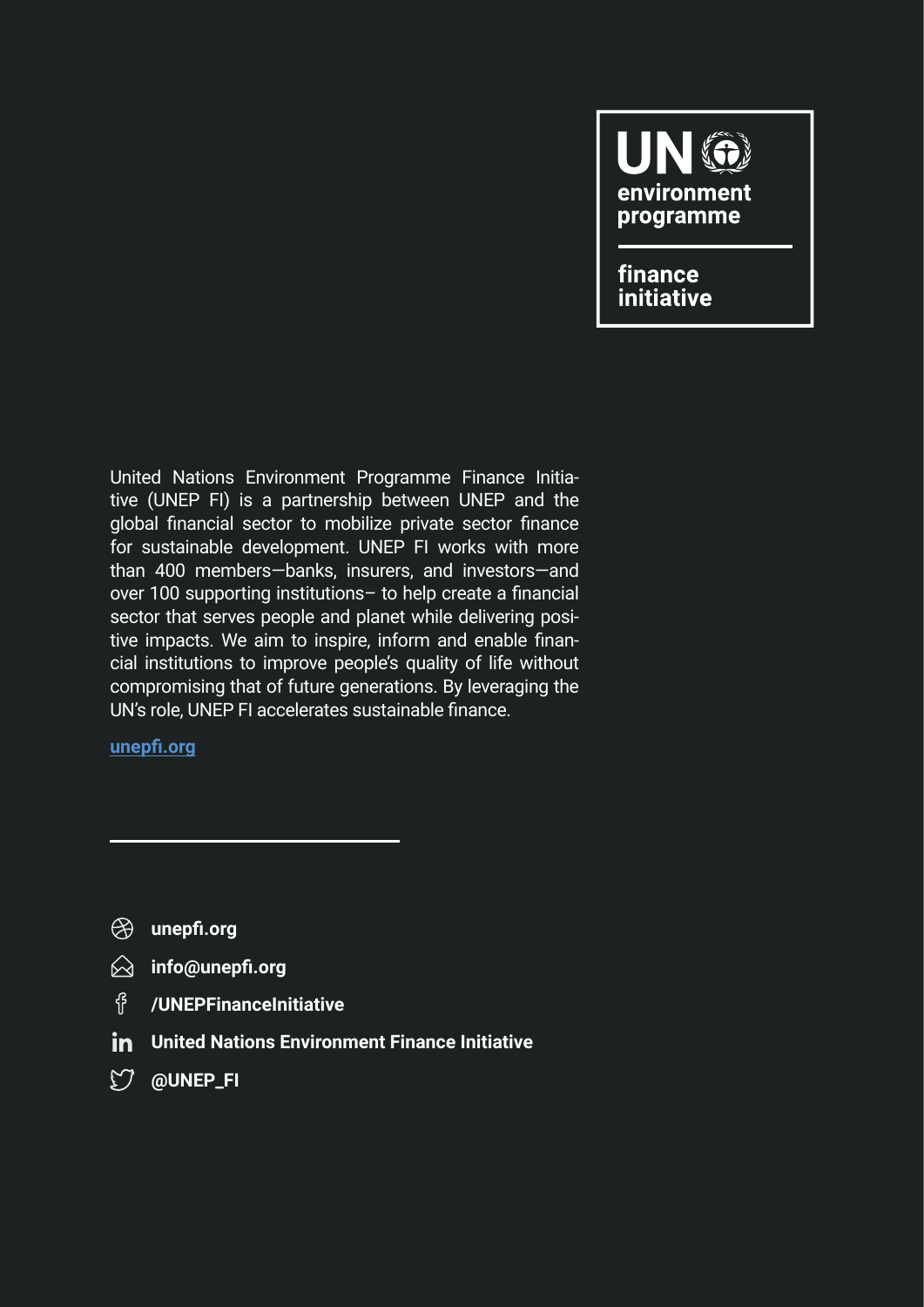UN environment programme

finance initiative

United Nations Environment Programme Finance Initiative (UNEP FI) is a partnership between UNEP and the global financial sector to mobilize private sector finance for sustainable development. UNEP FI works with more than 400 members—banks, insurers, and investors—and over 100 supporting institutions– to help create a financial sector that serves people and planet while delivering positive impacts. We aim to inspire, inform and enable financial institutions to improve people's quality of life without compromising that of future generations. By leveraging the UN's role, UNEP FI accelerates sustainable finance.

[unepfi.org](https://unepfi.org)

---

**unepfi.org**

**info@unepfi.org**

**/UNEPFinanceInitiative**

**United Nations Environment Finance Initiative**

**@UNEP_FI**